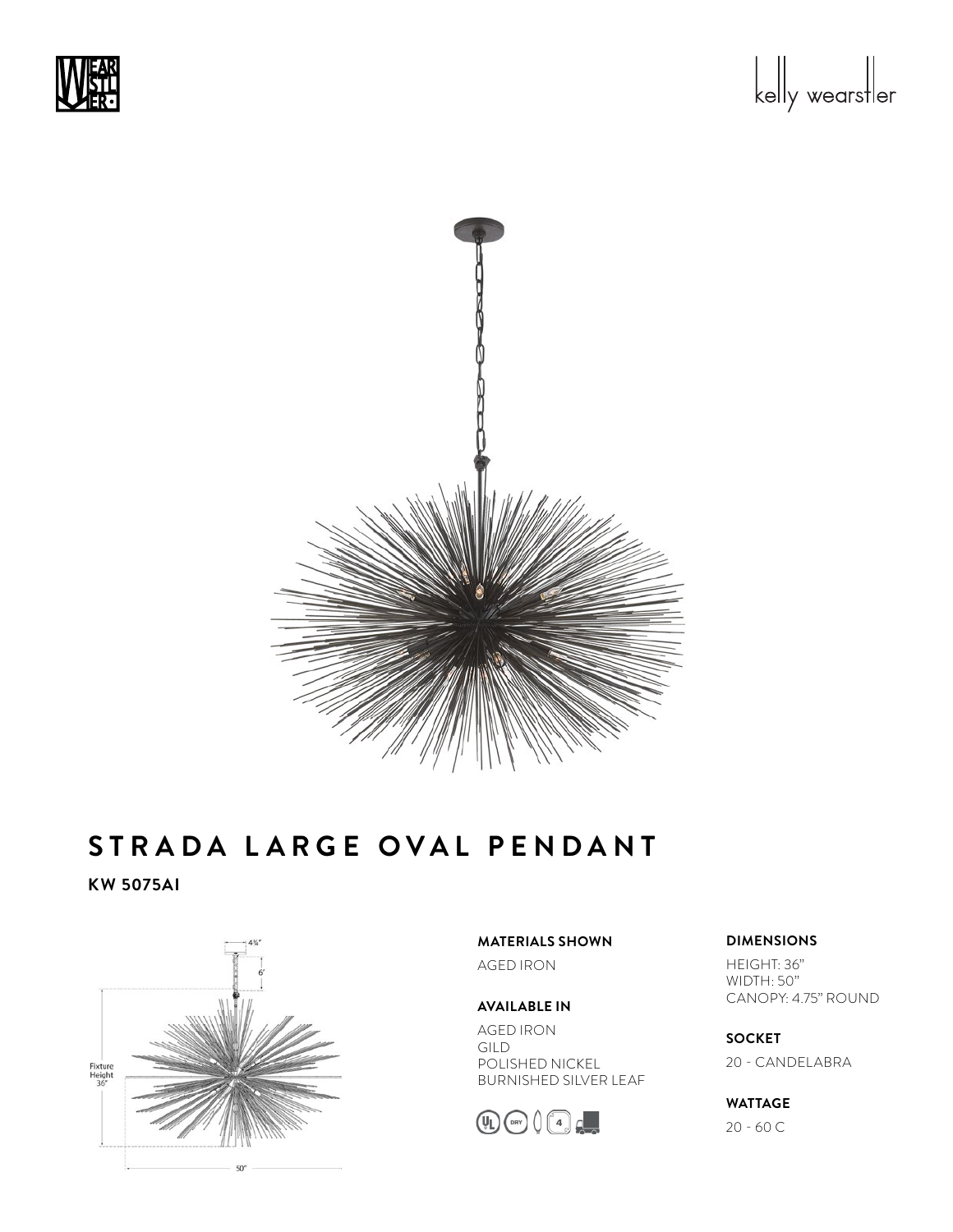# STRADA LARGE OVAL PENDANT

**KW 5075AI**

4¾"

6'

Fixture Height 36"

50"

**MATERIALS SHOWN**

AGED IRON

**AVAILABLE IN**

AGED IRON
GILD
POLISHED NICKEL
BURNISHED SILVER LEAF

**DIMENSIONS**

HEIGHT: 36"
WIDTH: 50"
CANOPY: 4.75" ROUND

**SOCKET**

20 - CANDELABRA

**WATTAGE**

20 - 60 C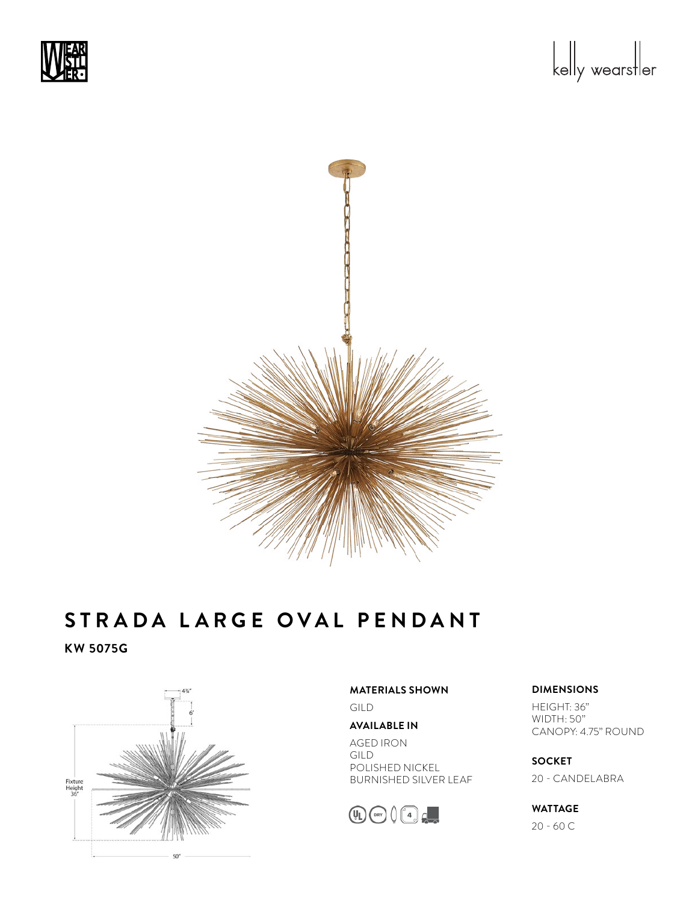# STRADA LARGE OVAL PENDANT

**KW 5075G**

**MATERIALS SHOWN**

GILD

**AVAILABLE IN**

AGED IRON
GILD
POLISHED NICKEL
BURNISHED SILVER LEAF

**DIMENSIONS**

HEIGHT: 36"
WIDTH: 50"
CANOPY: 4.75" ROUND

**SOCKET**

20 - CANDELABRA

**WATTAGE**

20 - 60 C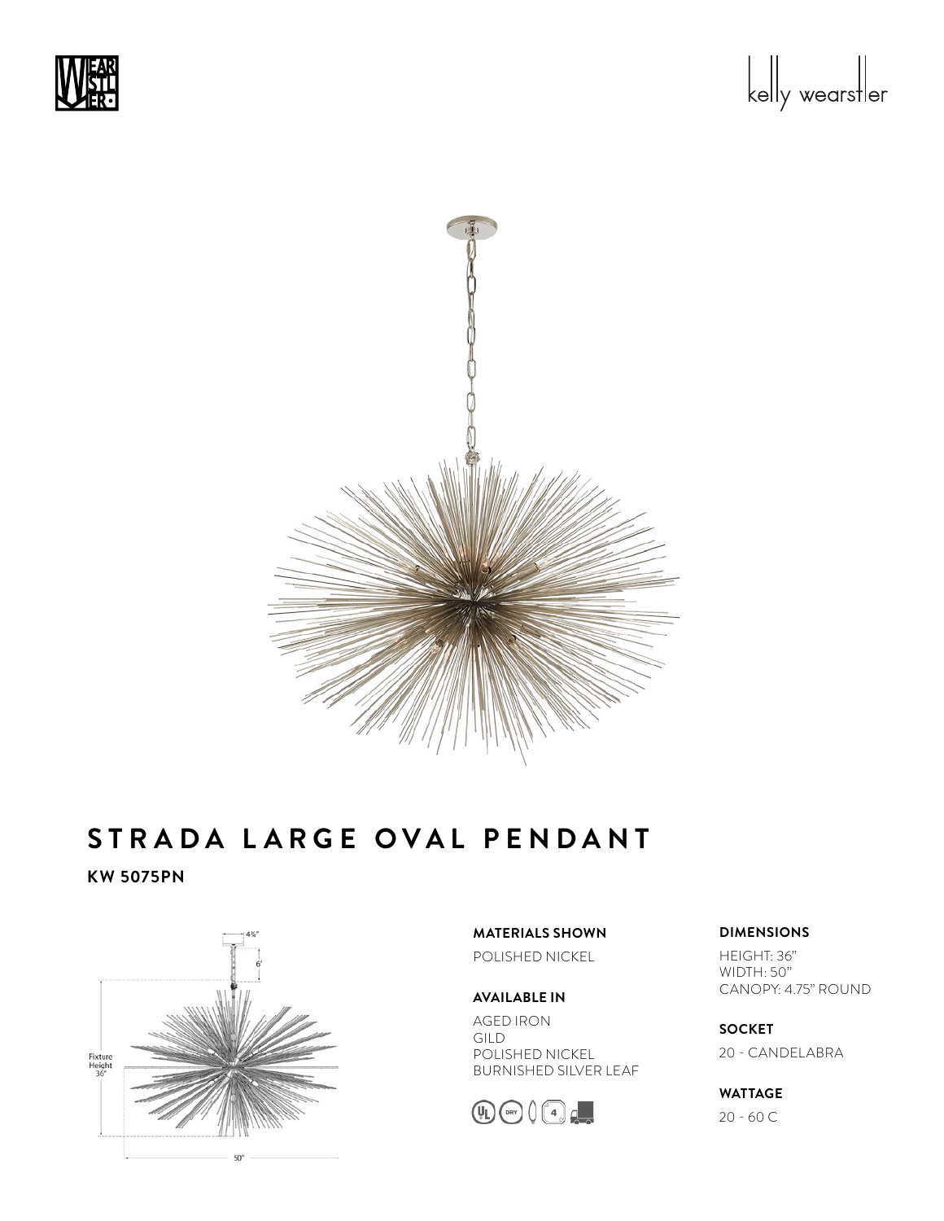# STRADA LARGE OVAL PENDANT

**KW 5075PN**

Fixture Height 36"

4¾"

6'

50"

**MATERIALS SHOWN**

POLISHED NICKEL

**AVAILABLE IN**

AGED IRON
GILD
POLISHED NICKEL
BURNISHED SILVER LEAF

**DIMENSIONS**

HEIGHT: 36"
WIDTH: 50"
CANOPY: 4.75" ROUND

**SOCKET**

20 - CANDELABRA

**WATTAGE**

20 - 60 C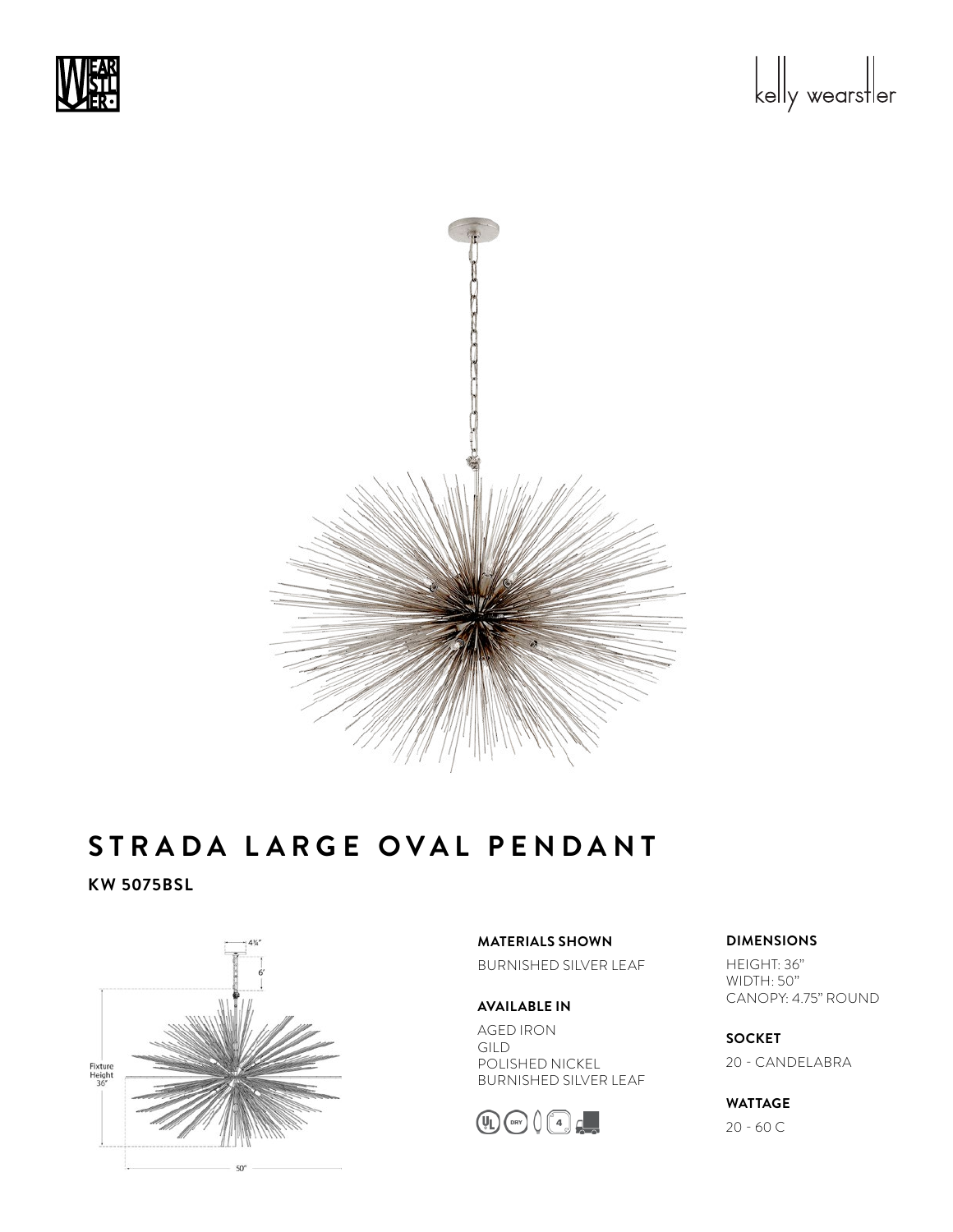# STRADA LARGE OVAL PENDANT

**KW 5075BSL**

4¾"
6'
Fixture Height 36"
50"

**MATERIALS SHOWN**

BURNISHED SILVER LEAF

**AVAILABLE IN**

AGED IRON
GILD
POLISHED NICKEL
BURNISHED SILVER LEAF

**DIMENSIONS**

HEIGHT: 36"
WIDTH: 50"
CANOPY: 4.75" ROUND

**SOCKET**

20 - CANDELABRA

**WATTAGE**

20 - 60 C